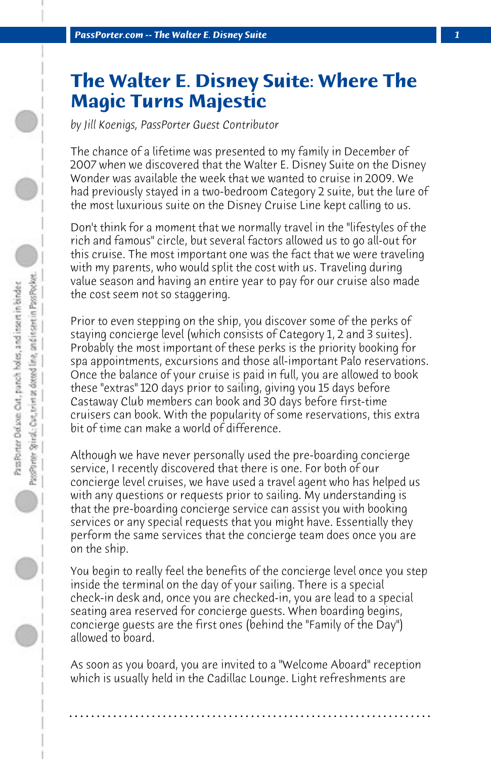# The Walter E. Disney Suite: Where The Magic Turns Majestic

*by Jill Koenigs, PassPorter Guest Contributor*

The chance of a lifetime was presented to my family in December of 2007 when we discovered that the Walter E. Disney Suite on the Disney Wonder was available the week that we wanted to cruise in 2009. We had previously stayed in a two-bedroom Category 2 suite, but the lure of the most luxurious suite on the Disney Cruise Line kept calling to us.

Don't think for a moment that we normally travel in the "lifestyles of the rich and famous" circle, but several factors allowed us to go all-out for this cruise. The most important one was the fact that we were traveling with my parents, who would split the cost with us. Traveling during value season and having an entire year to pay for our cruise also made the cost seem not so staggering.

Prior to even stepping on the ship, you discover some of the perks of staying concierge level (which consists of Category 1, 2 and 3 suites). Probably the most important of these perks is the priority booking for spa appointments, excursions and those all-important Palo reservations. Once the balance of your cruise is paid in full, you are allowed to book these "extras" 120 days prior to sailing, giving you 15 days before Castaway Club members can book and 30 days before first-time cruisers can book. With the popularity of some reservations, this extra bit of time can make a world of difference.

Although we have never personally used the pre-boarding concierge service, I recently discovered that there is one. For both of our concierge level cruises, we have used a travel agent who has helped us with any questions or requests prior to sailing. My understanding is that the pre-boarding concierge service can assist you with booking services or any special requests that you might have. Essentially they perform the same services that the concierge team does once you are on the ship.

You begin to really feel the benefits of the concierge level once you step inside the terminal on the day of your sailing. There is a special check-in desk and, once you are checked-in, you are lead to a special seating area reserved for concierge guests. When boarding begins, concierge guests are the first ones (behind the "Family of the Day") allowed to board.

As soon as you board, you are invited to a "Welcome Aboard" reception which is usually held in the Cadillac Lounge. Light refreshments are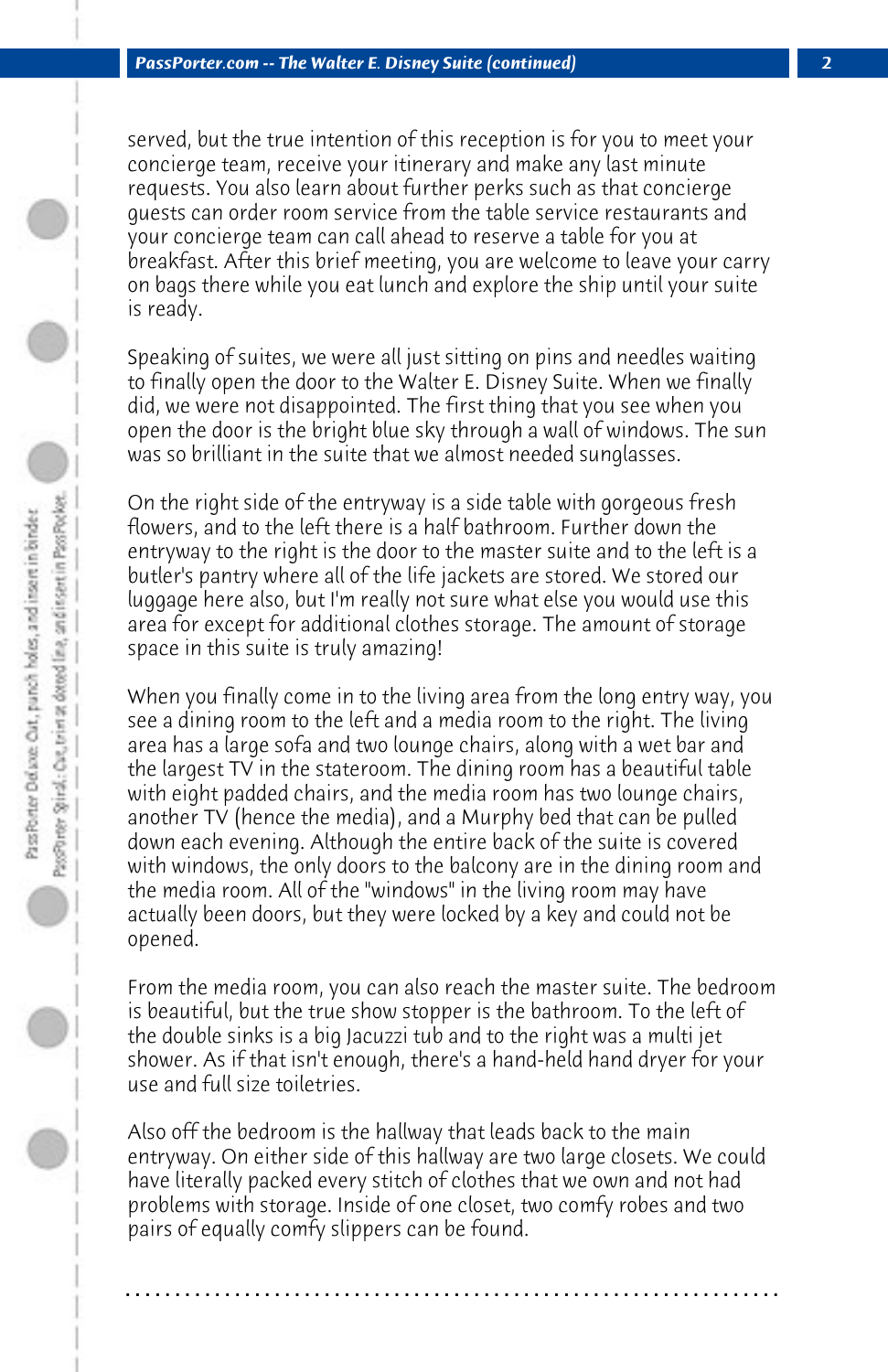served, but the true intention of this reception is for you to meet your concierge team, receive your itinerary and make any last minute requests. You also learn about further perks such as that concierge guests can order room service from the table service restaurants and your concierge team can call ahead to reserve a table for you at breakfast. After this brief meeting, you are welcome to leave your carry on bags there while you eat lunch and explore the ship until your suite is ready.

Speaking of suites, we were all just sitting on pins and needles waiting to finally open the door to the Walter E. Disney Suite. When we finally did, we were not disappointed. The first thing that you see when you open the door is the bright blue sky through a wall of windows. The sun was so brilliant in the suite that we almost needed sunglasses.

On the right side of the entryway is a side table with gorgeous fresh flowers, and to the left there is a half bathroom. Further down the entryway to the right is the door to the master suite and to the left is a butler's pantry where all of the life jackets are stored. We stored our luggage here also, but I'm really not sure what else you would use this area for except for additional clothes storage. The amount of storage space in this suite is truly amazing!

When you finally come in to the living area from the long entry way, you see a dining room to the left and a media room to the right. The living area has a large sofa and two lounge chairs, along with a wet bar and the largest TV in the stateroom. The dining room has a beautiful table with eight padded chairs, and the media room has two lounge chairs, another TV (hence the media), and a Murphy bed that can be pulled down each evening. Although the entire back of the suite is covered with windows, the only doors to the balcony are in the dining room and the media room. All of the "windows" in the living room may have actually been doors, but they were locked by a key and could not be opened.

From the media room, you can also reach the master suite. The bedroom is beautiful, but the true show stopper is the bathroom. To the left of the double sinks is a big Jacuzzi tub and to the right was a multi jet shower. As if that isn't enough, there's a hand-held hand dryer for your use and full size toiletries.

Also off the bedroom is the hallway that leads back to the main entryway. On either side of this hallway are two large closets. We could have literally packed every stitch of clothes that we own and not had problems with storage. Inside of one closet, two comfy robes and two pairs of equally comfy slippers can be found.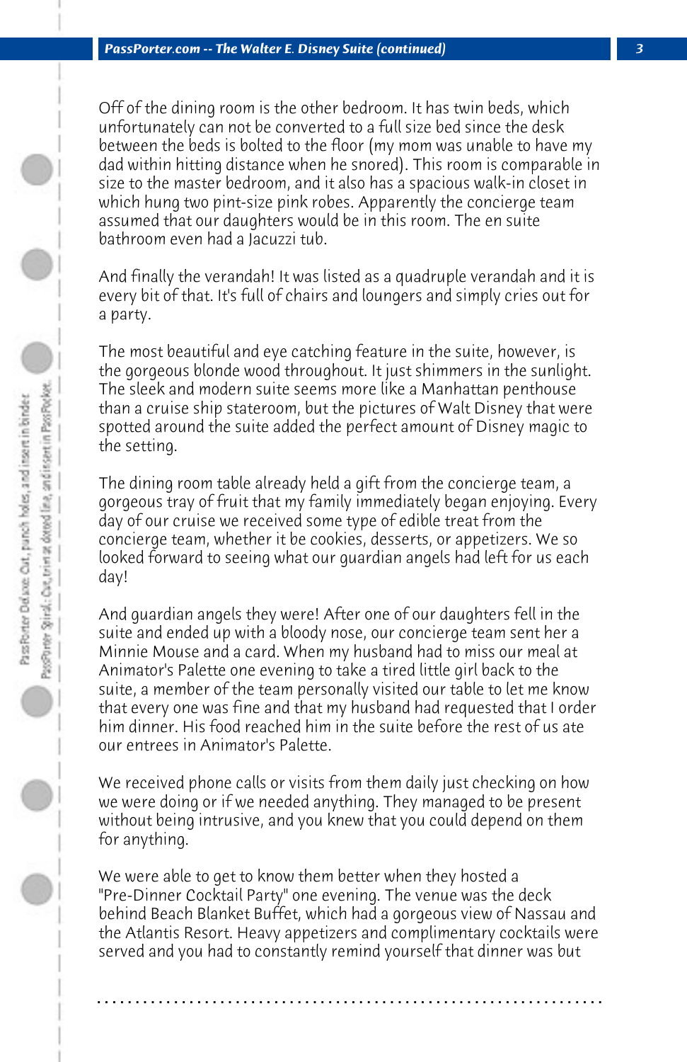Off of the dining room is the other bedroom. It has twin beds, which unfortunately can not be converted to a full size bed since the desk between the beds is bolted to the floor (my mom was unable to have my dad within hitting distance when he snored). This room is comparable in size to the master bedroom, and it also has a spacious walk-in closet in which hung two pint-size pink robes. Apparently the concierge team assumed that our daughters would be in this room. The en suite bathroom even had a Jacuzzi tub.

And finally the verandah! It was listed as a quadruple verandah and it is every bit of that. It's full of chairs and loungers and simply cries out for a party.

The most beautiful and eye catching feature in the suite, however, is the gorgeous blonde wood throughout. It just shimmers in the sunlight. The sleek and modern suite seems more like a Manhattan penthouse than a cruise ship stateroom, but the pictures of Walt Disney that were spotted around the suite added the perfect amount of Disney magic to the setting.

The dining room table already held a gift from the concierge team, a gorgeous tray of fruit that my family immediately began enjoying. Every day of our cruise we received some type of edible treat from the concierge team, whether it be cookies, desserts, or appetizers. We so looked forward to seeing what our guardian angels had left for us each day!

And guardian angels they were! After one of our daughters fell in the suite and ended up with a bloody nose, our concierge team sent her a Minnie Mouse and a card. When my husband had to miss our meal at Animator's Palette one evening to take a tired little girl back to the suite, a member of the team personally visited our table to let me know that every one was fine and that my husband had requested that I order him dinner. His food reached him in the suite before the rest of us ate our entrees in Animator's Palette.

We received phone calls or visits from them daily just checking on how we were doing or if we needed anything. They managed to be present without being intrusive, and you knew that you could depend on them for anything.

We were able to get to know them better when they hosted a "Pre-Dinner Cocktail Party" one evening. The venue was the deck behind Beach Blanket Buffet, which had a gorgeous view of Nassau and the Atlantis Resort. Heavy appetizers and complimentary cocktails were served and you had to constantly remind yourself that dinner was but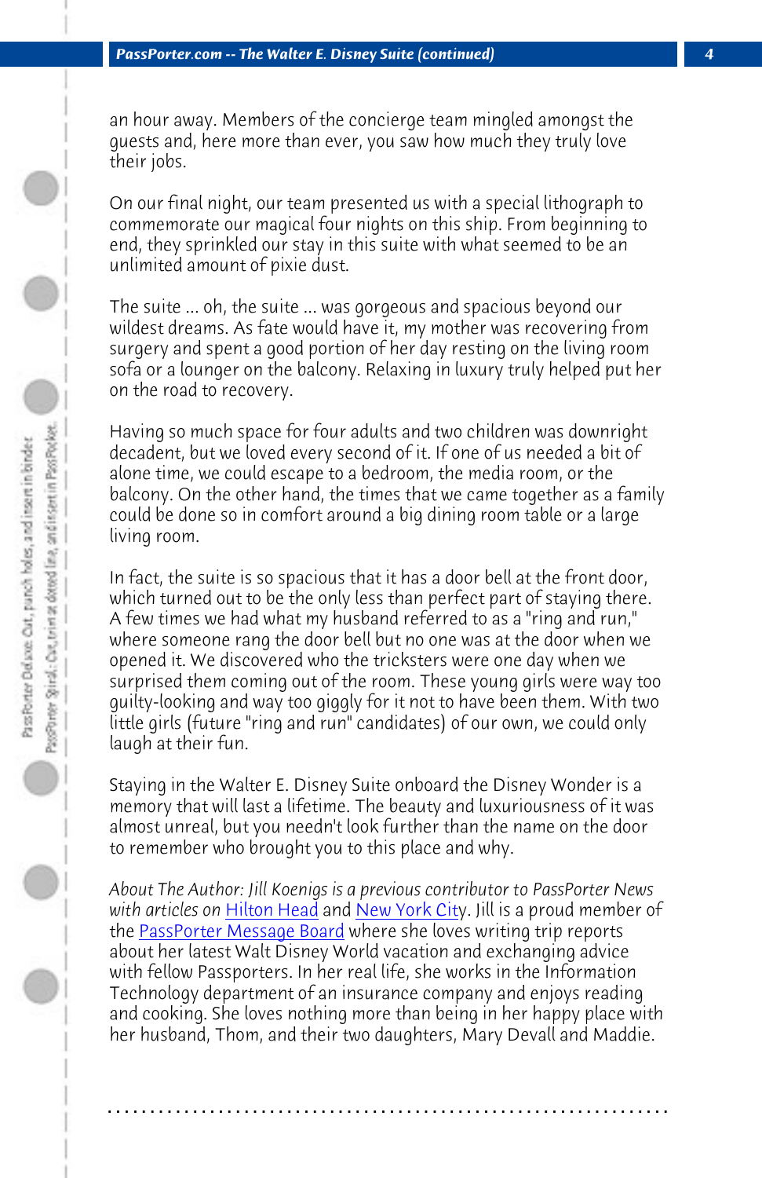an hour away. Members of the concierge team mingled amongst the guests and, here more than ever, you saw how much they truly love their jobs.

On our final night, our team presented us with a special lithograph to commemorate our magical four nights on this ship. From beginning to end, they sprinkled our stay in this suite with what seemed to be an unlimited amount of pixie dust.

The suite ... oh, the suite ... was gorgeous and spacious beyond our wildest dreams. As fate would have it, my mother was recovering from surgery and spent a good portion of her day resting on the living room sofa or a lounger on the balcony. Relaxing in luxury truly helped put her on the road to recovery.

Having so much space for four adults and two children was downright decadent, but we loved every second of it. If one of us needed a bit of alone time, we could escape to a bedroom, the media room, or the balcony. On the other hand, the times that we came together as a family could be done so in comfort around a big dining room table or a large living room.

In fact, the suite is so spacious that it has a door bell at the front door, which turned out to be the only less than perfect part of staying there. A few times we had what my husband referred to as a "ring and run," where someone rang the door bell but no one was at the door when we opened it. We discovered who the tricksters were one day when we surprised them coming out of the room. These young girls were way too guilty-looking and way too giggly for it not to have been them. With two little girls (future "ring and run" candidates) of our own, we could only laugh at their fun.

Staying in the Walter E. Disney Suite onboard the Disney Wonder is a memory that will last a lifetime. The beauty and luxuriousness of it was almost unreal, but you needn't look further than the name on the door to remember who brought you to this place and why.

*About The Author: Jill Koenigs is a previous contributor to PassPorter News with articles on* Hilton Head *and* New York City. Jill is a proud member of the PassPorter Message Board where she loves writing trip reports about her latest Walt Disney World vacation and exchanging advice with fellow Passporters. In her real life, she works in the Information Technology department of an insurance company and enjoys reading and cooking. She loves nothing more than being in her happy place with her husband, Thom, and their two daughters, Mary Devall and Maddie.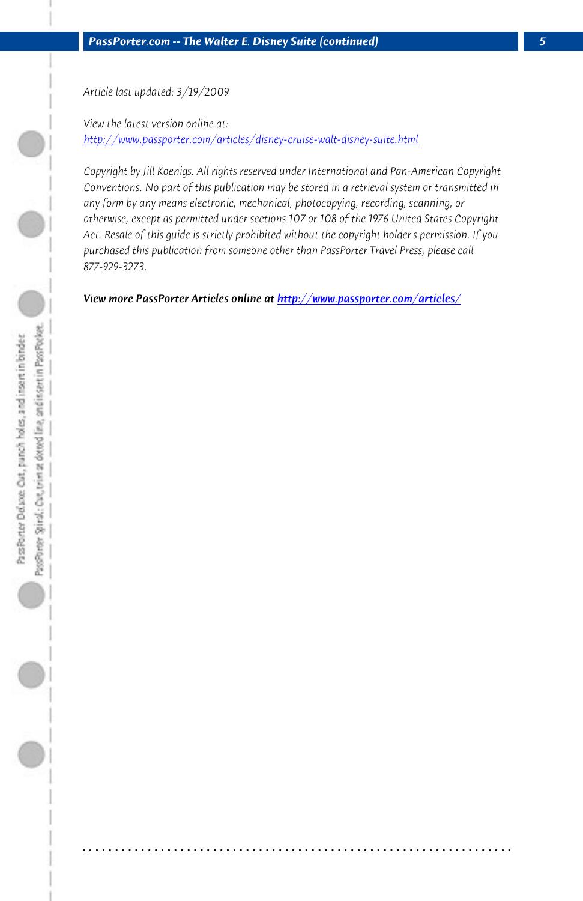*Article last updated: 3/19/2009*

*View the latest version online at:*
*[http://www.passporter.com/articles/disney-cruise-walt-disney-suite.html](http://www.passporter.com/articles/disney-cruise-walt-disney-suite.html)*

*Copyright by Jill Koenigs. All rights reserved under International and Pan-American Copyright Conventions. No part of this publication may be stored in a retrieval system or transmitted in any form by any means electronic, mechanical, photocopying, recording, scanning, or otherwise, except as permitted under sections 107 or 108 of the 1976 United States Copyright Act. Resale of this guide is strictly prohibited without the copyright holder's permission. If you purchased this publication from someone other than PassPorter Travel Press, please call 877-929-3273.*

***View more PassPorter Articles online at [http://www.passporter.com/articles/](http://www.passporter.com/articles/)***